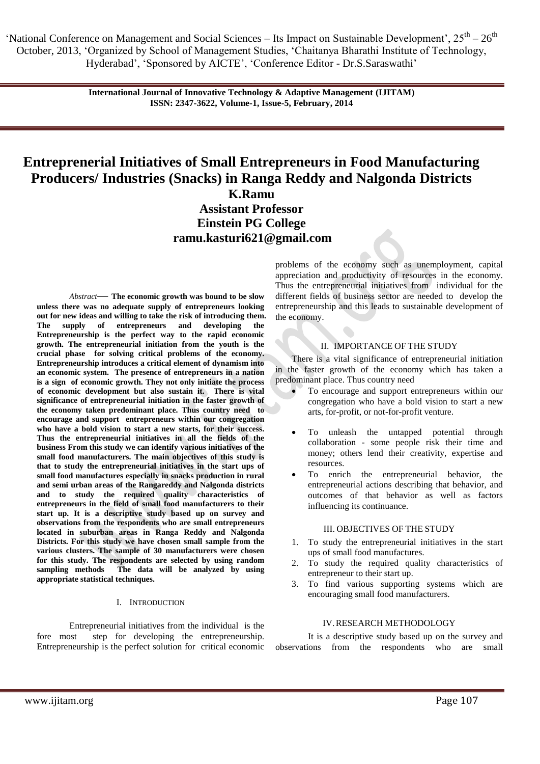# Entreprenerial Initiatives of Small Entrepreneurs in Food Manufacturing Producers/ Industries (Snacks) in Ranga Reddy and Nalgonda Districts

**K.Ramu**
**Assistant Professor**
**Einstein PG College**
**ramu.kasturi621@gmail.com**

*Abstract*— **The economic growth was bound to be slow unless there was no adequate supply of entrepreneurs looking out for new ideas and willing to take the risk of introducing them. The supply of entrepreneurs and developing the Entrepreneurship is the perfect way to the rapid economic growth. The entrepreneurial initiation from the youth is the crucial phase for solving critical problems of the economy. Entrepreneurship introduces a critical element of dynamism into an economic system. The presence of entrepreneurs in a nation is a sign of economic growth. They not only initiate the process of economic development but also sustain it. There is vital significance of entrepreneurial initiation in the faster growth of the economy taken predominant place. Thus country need to encourage and support entrepreneurs within our congregation who have a bold vision to start a new starts, for their success. Thus the entrepreneurial initiatives in all the fields of the business From this study we can identify various initiatives of the small food manufacturers. The main objectives of this study is that to study the entrepreneurial initiatives in the start ups of small food manufactures especially in snacks production in rural and semi urban areas of the Rangareddy and Nalgonda districts and to study the required quality characteristics of entrepreneurs in the field of small food manufacturers to their start up. It is a descriptive study based up on survey and observations from the respondents who are small entrepreneurs located in suburban areas in Ranga Reddy and Nalgonda Districts. For this study we have chosen small sample from the various clusters. The sample of 30 manufacturers were chosen for this study. The respondents are selected by using random sampling methods The data will be analyzed by using appropriate statistical techniques.**

## I. Introduction

Entrepreneurial initiatives from the individual is the fore most step for developing the entrepreneurship. Entrepreneurship is the perfect solution for critical economic problems of the economy such as unemployment, capital appreciation and productivity of resources in the economy. Thus the entrepreneurial initiatives from individual for the different fields of business sector are needed to develop the entrepreneurship and this leads to sustainable development of the economy.

## II. Importance of the Study

There is a vital significance of entrepreneurial initiation in the faster growth of the economy which has taken a predominant place. Thus country need

- To encourage and support entrepreneurs within our congregation who have a bold vision to start a new arts, for-profit, or not-for-profit venture.
- To unleash the untapped potential through collaboration - some people risk their time and money; others lend their creativity, expertise and resources.
- To enrich the entrepreneurial behavior, the entrepreneurial actions describing that behavior, and outcomes of that behavior as well as factors influencing its continuance.

## III. Objectives of the Study

1. To study the entrepreneurial initiatives in the start ups of small food manufactures.
2. To study the required quality characteristics of entrepreneur to their start up.
3. To find various supporting systems which are encouraging small food manufacturers.

## IV. Research Methodology

It is a descriptive study based up on the survey and observations from the respondents who are small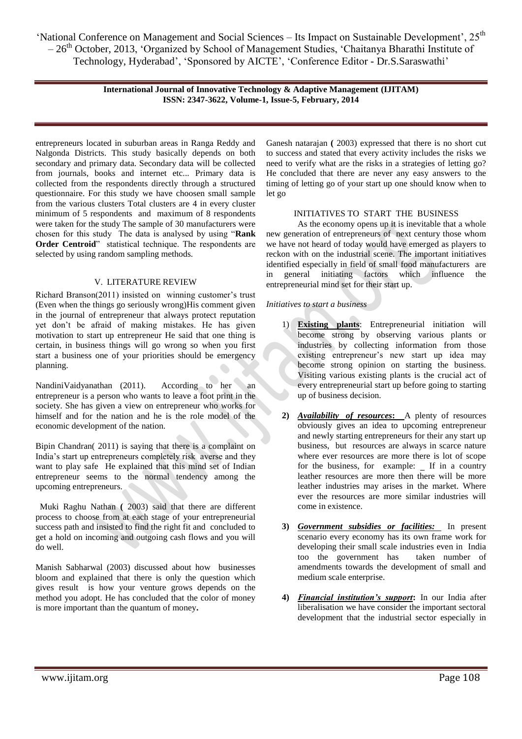entrepreneurs located in suburban areas in Ranga Reddy and Nalgonda Districts. This study basically depends on both secondary and primary data. Secondary data will be collected from journals, books and internet etc... Primary data is collected from the respondents directly through a structured questionnaire. For this study we have choosen small sample from the various clusters Total clusters are 4 in every cluster minimum of 5 respondents and maximum of 8 respondents were taken for the study The sample of 30 manufacturers were chosen for this study The data is analysed by using "**Rank Order Centroid**" statistical technique. The respondents are selected by using random sampling methods.

## V. LITERATURE REVIEW

Richard Branson(2011) insisted on winning customer's trust (Even when the things go seriously wrong)His comment given in the journal of entrepreneur that always protect reputation yet don't be afraid of making mistakes. He has given motivation to start up entrepreneur He said that one thing is certain, in business things will go wrong so when you first start a business one of your priorities should be emergency planning.

NandiniVaidyanathan (2011). According to her an entrepreneur is a person who wants to leave a foot print in the society. She has given a view on entrepreneur who works for himself and for the nation and he is the role model of the economic development of the nation.

Bipin Chandran( 2011) is saying that there is a complaint on India's start up entrepreneurs completely risk averse and they want to play safe He explained that this mind set of Indian entrepreneur seems to the normal tendency among the upcoming entrepreneurs.

Muki Raghu Nathan **(** 2003) said that there are different process to choose from at each stage of your entrepreneurial success path and insisted to find the right fit and concluded to get a hold on incoming and outgoing cash flows and you will do well.

Manish Sabharwal (2003) discussed about how businesses bloom and explained that there is only the question which gives result is how your venture grows depends on the method you adopt. He has concluded that the color of money is more important than the quantum of money**.**

Ganesh natarajan **(** 2003) expressed that there is no short cut to success and stated that every activity includes the risks we need to verify what are the risks in a strategies of letting go? He concluded that there are never any easy answers to the timing of letting go of your start up one should know when to let go

## INITIATIVES TO START THE BUSINESS

As the economy opens up it is inevitable that a whole new generation of entrepreneurs of next century those whom we have not heard of today would have emerged as players to reckon with on the industrial scene. The important initiatives identified especially in field of small food manufacturers are in general initiating factors which influence the entrepreneurial mind set for their start up.

*Initiatives to start a business*

1) **Existing plants**: Entrepreneurial initiation will become strong by observing various plants or industries by collecting information from those existing entrepreneur's new start up idea may become strong opinion on starting the business. Visiting various existing plants is the crucial act of every entrepreneurial start up before going to starting up of business decision.

2) ***Availability of resources*:** A plenty of resources obviously gives an idea to upcoming entrepreneur and newly starting entrepreneurs for their any start up business, but resources are always in scarce nature where ever resources are more there is lot of scope for the business, for example: If in a country leather resources are more then there will be more leather industries may arises in the market. Where ever the resources are more similar industries will come in existence.

3) ***Government subsidies or facilities:*** In present scenario every economy has its own frame work for developing their small scale industries even in India too the government has taken number of amendments towards the development of small and medium scale enterprise.

4) ***Financial institution's support*:** In our India after liberalisation we have consider the important sectoral development that the industrial sector especially in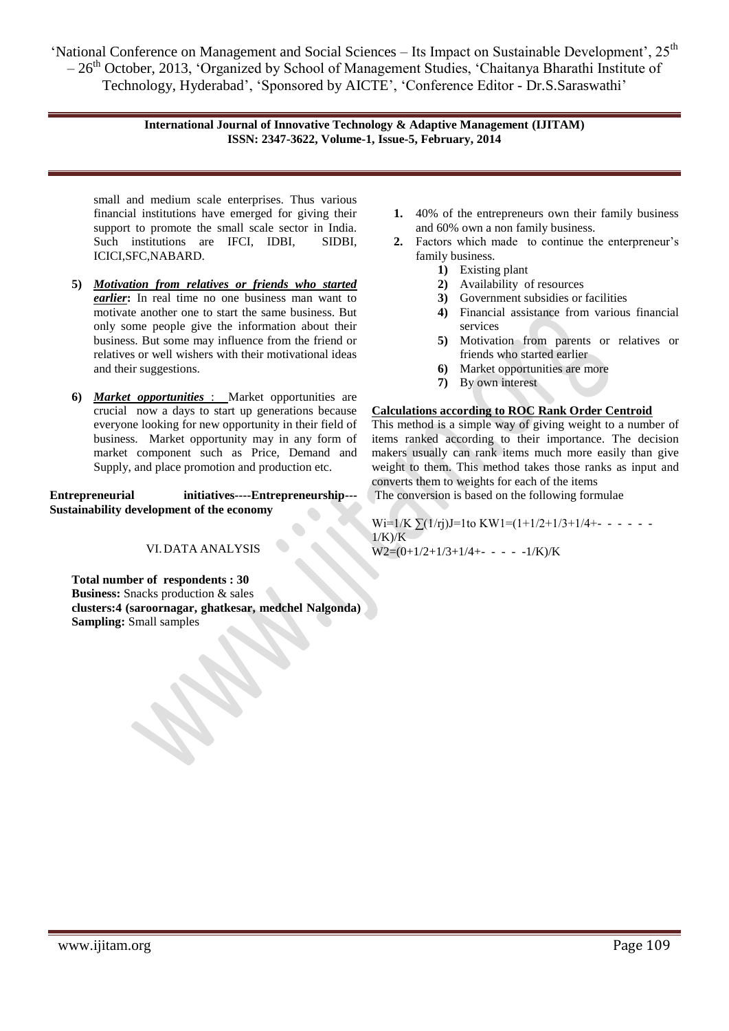small and medium scale enterprises. Thus various financial institutions have emerged for giving their support to promote the small scale sector in India. Such institutions are IFCI, IDBI, SIDBI, ICICI,SFC,NABARD.

5) ***Motivation from relatives or friends who started earlier*:** In real time no one business man want to motivate another one to start the same business. But only some people give the information about their business. But some may influence from the friend or relatives or well wishers with their motivational ideas and their suggestions.

6) ***Market opportunities*** : Market opportunities are crucial now a days to start up generations because everyone looking for new opportunity in their field of business. Market opportunity may in any form of market component such as Price, Demand and Supply, and place promotion and production etc.

**Entrepreneurial initiatives----Entrepreneurship---Sustainability development of the economy**

## VI. DATA ANALYSIS

**Total number of respondents : 30**
**Business:** Snacks production & sales
**clusters:4 (saroornagar, ghatkesar, medchel Nalgonda)**
**Sampling:** Small samples

1. 40% of the entrepreneurs own their family business and 60% own a non family business.
2. Factors which made to continue the enterpreneur's family business.
   1) Existing plant
   2) Availability of resources
   3) Government subsidies or facilities
   4) Financial assistance from various financial services
   5) Motivation from parents or relatives or friends who started earlier
   6) Market opportunities are more
   7) By own interest

**Calculations according to ROC Rank Order Centroid**

This method is a simple way of giving weight to a number of items ranked according to their importance. The decision makers usually can rank items much more easily than give weight to them. This method takes those ranks as input and converts them to weights for each of the items

The conversion is based on the following formulae

$W_i=1/K \sum(1/r_j)J=1\text{to }K$ $W_1=(1+1/2+1/3+1/4+- - - - - - 1/K)/K$

$W_2=(0+1/2+1/3+1/4+- - - - -1/K)/K$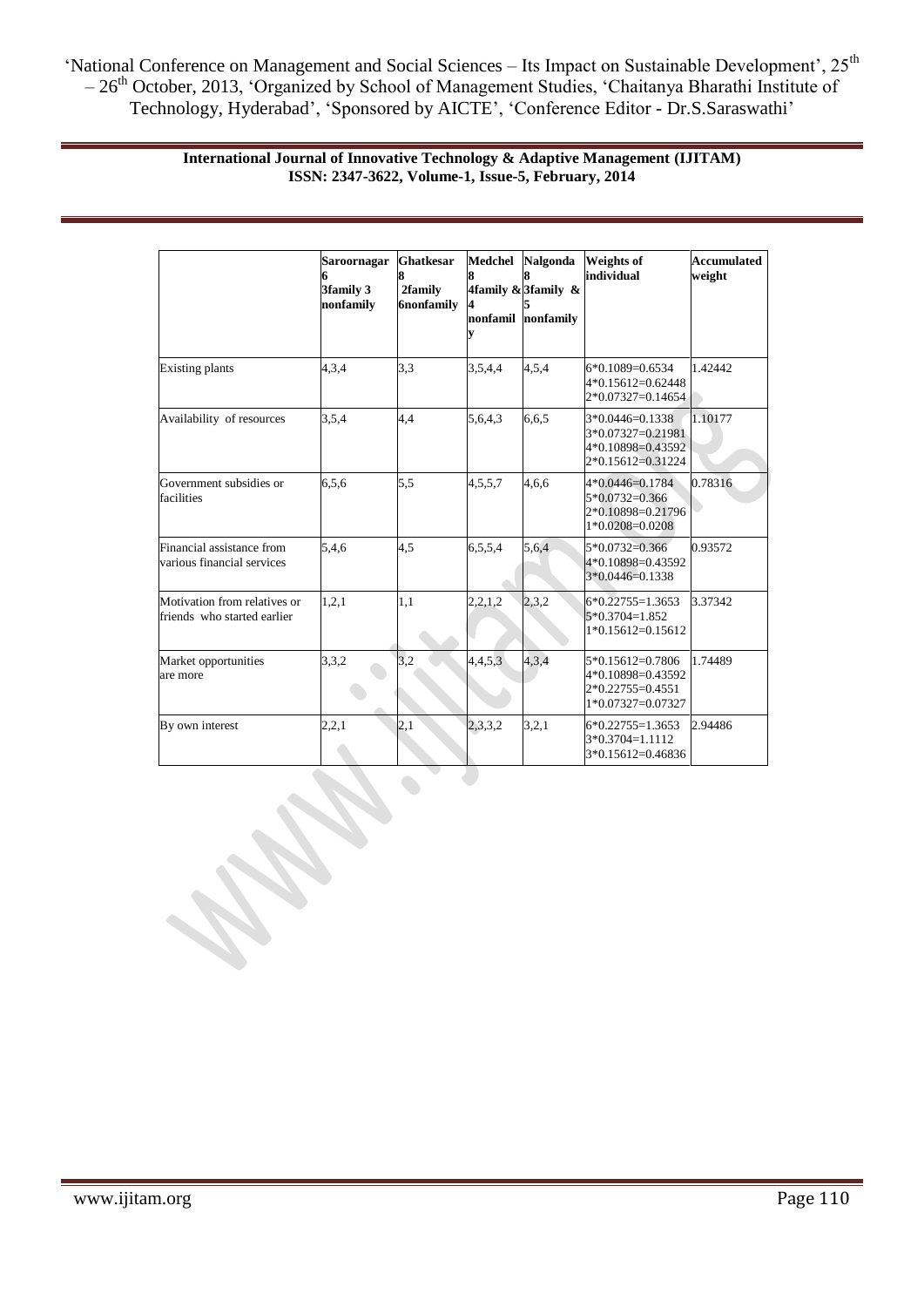| | Saroornagar 6 3family 3 nonfamily | Ghatkesar 8 2family 6nonfamily | Medchel 8 4family & 4 nonfamily | Nalgonda 8 3family & 5 nonfamily | Weights of individual | Accumulated weight |
|---|---|---|---|---|---|---|
| Existing plants | 4,3,4 | 3,3 | 3,5,4,4 | 4,5,4 | 6*0.1089=0.6534<br>4*0.15612=0.62448<br>2*0.07327=0.14654 | 1.42442 |
| Availability of resources | 3,5,4 | 4,4 | 5,6,4,3 | 6,6,5 | 3*0.0446=0.1338<br>3*0.07327=0.21981<br>4*0.10898=0.43592<br>2*0.15612=0.31224 | 1.10177 |
| Government subsidies or facilities | 6,5,6 | 5,5 | 4,5,5,7 | 4,6,6 | 4*0.0446=0.1784<br>5*0.0732=0.366<br>2*0.10898=0.21796<br>1*0.0208=0.0208 | 0.78316 |
| Financial assistance from various financial services | 5,4,6 | 4,5 | 6,5,5,4 | 5,6,4 | 5*0.0732=0.366<br>4*0.10898=0.43592<br>3*0.0446=0.1338 | 0.93572 |
| Motivation from relatives or friends who started earlier | 1,2,1 | 1,1 | 2,2,1,2 | 2,3,2 | 6*0.22755=1.3653<br>5*0.3704=1.852<br>1*0.15612=0.15612 | 3.37342 |
| Market opportunities are more | 3,3,2 | 3,2 | 4,4,5,3 | 4,3,4 | 5*0.15612=0.7806<br>4*0.10898=0.43592<br>2*0.22755=0.4551<br>1*0.07327=0.07327 | 1.74489 |
| By own interest | 2,2,1 | 2,1 | 2,3,3,2 | 3,2,1 | 6*0.22755=1.3653<br>3*0.3704=1.1112<br>3*0.15612=0.46836 | 2.94486 |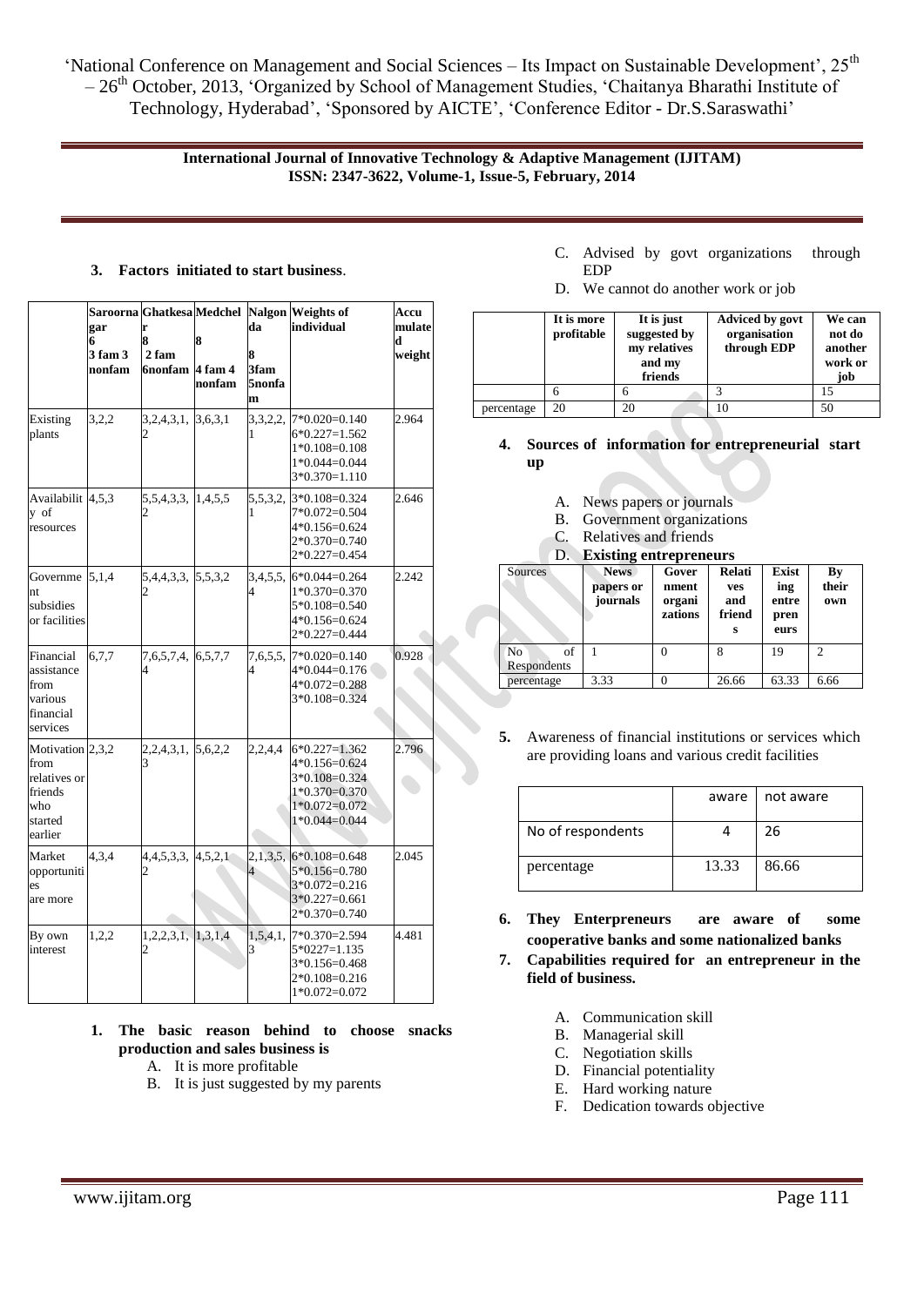### 3. Factors initiated to start business.

| | Saroornagar 6 3 fam 3 nonfam | Ghatkesar 8 2 fam 6nonfam | Medchel 8 4 fam 4 nonfam | Nalgonda 8 3fam 5nonfam | Weights of individual | Accumulated weight |
|---|---|---|---|---|---|---|
| Existing plants | 3,2,2 | 3,2,4,3,1, 2 | 3,6,3,1 | 3,3,2,2, 1 | 7*0.020=0.140 6*0.227=1.562 1*0.108=0.108 1*0.044=0.044 3*0.370=1.110 | 2.964 |
| Availability of resources | 4,5,3 | 5,5,4,3,3, 2 | 1,4,5,5 | 5,5,3,2, 1 | 3*0.108=0.324 7*0.072=0.504 4*0.156=0.624 2*0.370=0.740 2*0.227=0.454 | 2.646 |
| Government subsidies or facilities | 5,1,4 | 5,4,4,3,3, 2 | 5,5,3,2 | 3,4,5,5, 4 | 6*0.044=0.264 1*0.370=0.370 5*0.108=0.540 4*0.156=0.624 2*0.227=0.444 | 2.242 |
| Financial assistance from various financial services | 6,7,7 | 7,6,5,7,4, 4 | 6,5,7,7 | 7,6,5,5, 4 | 7*0.020=0.140 4*0.044=0.176 4*0.072=0.288 3*0.108=0.324 | 0.928 |
| Motivation from relatives or friends who started earlier | 2,3,2 | 2,2,4,3,1, 3 | 5,6,2,2 | 2,2,4,4 | 6*0.227=1.362 4*0.156=0.624 3*0.108=0.324 1*0.370=0.370 1*0.072=0.072 1*0.044=0.044 | 2.796 |
| Market opportunities are more | 4,3,4 | 4,4,5,3,3, 2 | 4,5,2,1 | 2,1,3,5, 4 | 6*0.108=0.648 5*0.156=0.780 3*0.072=0.216 3*0.227=0.661 2*0.370=0.740 | 2.045 |
| By own interest | 1,2,2 | 1,2,2,3,1, 2 | 1,3,1,4 | 1,5,4,1, 3 | 7*0.370=2.594 5*0227=1.135 3*0.156=0.468 2*0.108=0.216 1*0.072=0.072 | 4.481 |

1. **The basic reason behind to choose snacks production and sales business is**
   - A. It is more profitable
   - B. It is just suggested by my parents
   - C. Advised by govt organizations through EDP
   - D. We cannot do another work or job

| | It is more profitable | It is just suggested by my relatives and my friends | Adviced by govt organisation through EDP | We can not do another work or job |
|---|---|---|---|---|
| | 6 | 6 | 3 | 15 |
| percentage | 20 | 20 | 10 | 50 |

4. **Sources of information for entrepreneurial start up**
   - A. News papers or journals
   - B. Government organizations
   - C. Relatives and friends
   - D. **Existing entrepreneurs**

| Sources | News papers or journals | Government organizations | Relatives and friends | Existing entrepreneurs | By their own |
|---|---|---|---|---|---|
| No of Respondents | 1 | 0 | 8 | 19 | 2 |
| percentage | 3.33 | 0 | 26.66 | 63.33 | 6.66 |

5. Awareness of financial institutions or services which are providing loans and various credit facilities

| | aware | not aware |
|---|---|---|
| No of respondents | 4 | 26 |
| percentage | 13.33 | 86.66 |

6. **They Enterpreneurs are aware of some cooperative banks and some nationalized banks**
7. **Capabilities required for an entrepreneur in the field of business.**
   - A. Communication skill
   - B. Managerial skill
   - C. Negotiation skills
   - D. Financial potentiality
   - E. Hard working nature
   - F. Dedication towards objective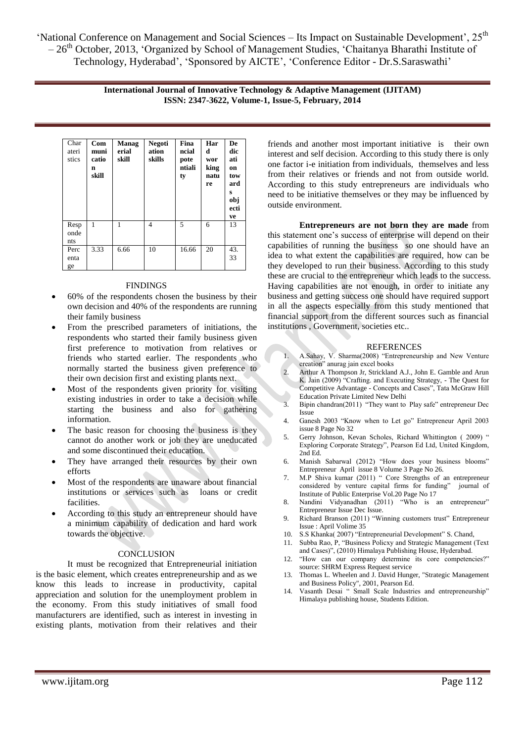| Characteristics | Communication skill | Managerial skill | Negotiation skills | Financial potentiality | Hard working nature | Dedication towards objective |
|---|---|---|---|---|---|---|
| Respondents | 1 | 1 | 4 | 5 | 6 | 13 |
| Percentage | 3.33 | 6.66 | 10 | 16.66 | 20 | 43.33 |

## FINDINGS

- 60% of the respondents chosen the business by their own decision and 40% of the respondents are running their family business
- From the prescribed parameters of initiations, the respondents who started their family business given first preference to motivation from relatives or friends who started earlier. The respondents who normally started the business given preference to their own decision first and existing plants next.
- Most of the respondents given priority for visiting existing industries in order to take a decision while starting the business and also for gathering information.
- The basic reason for choosing the business is they cannot do another work or job they are uneducated and some discontinued their education.
- They have arranged their resources by their own efforts
- Most of the respondents are unaware about financial institutions or services such as loans or credit facilities.
- According to this study an entrepreneur should have a minimum capability of dedication and hard work towards the objective.

## CONCLUSION

It must be recognized that Entrepreneurial initiation is the basic element, which creates entrepreneurship and as we know this leads to increase in productivity, capital appreciation and solution for the unemployment problem in the economy. From this study initiatives of small food manufacturers are identified, such as interest in investing in existing plants, motivation from their relatives and their friends and another most important initiative is their own interest and self decision. According to this study there is only one factor i-e initiation from individuals, themselves and less from their relatives or friends and not from outside world. According to this study entrepreneurs are individuals who need to be initiative themselves or they may be influenced by outside environment.

**Entrepreneurs are not born they are made** from this statement one's success of enterprise will depend on their capabilities of running the business so one should have an idea to what extent the capabilities are required, how can be they developed to run their business. According to this study these are crucial to the entrepreneur which leads to the success. Having capabilities are not enough, in order to initiate any business and getting success one should have required support in all the aspects especially from this study mentioned that financial support from the different sources such as financial institutions , Government, societies etc..

## REFERENCES

1. A.Sahay, V. Sharma(2008) "Entrepreneurship and New Venture creation" anurag jain excel books
2. Arthur A Thompson Jr, Strickland A.J., John E. Gamble and Arun K. Jain (2009) "Crafting. and Executing Strategy, - The Quest for Competitive Advantage - Concepts and Cases", Tata McGraw Hill Education Private Limited New Delhi
3. Bipin chandran(2011) "They want to Play safe" entrepreneur Dec Issue
4. Ganesh 2003 "Know when to Let go" Entrepreneur April 2003 issue 8 Page No 32
5. Gerry Johnson, Kevan Scholes, Richard Whittington ( 2009) " Exploring Corporate Strategy", Pearson Ed Ltd, United Kingdom, 2nd Ed.
6. Manish Sabarwal (2012) "How does your business blooms" Entrepreneur April issue 8 Volume 3 Page No 26.
7. M.P Shiva kumar (2011) " Core Strengths of an entrepreneur considered by venture capital firms for funding" journal of Institute of Public Enterprise Vol.20 Page No 17
8. Nandini Vidyanadhan (2011) "Who is an entrepreneur" Entrepreneur Issue Dec Issue.
9. Richard Branson (2011) "Winning customers trust" Entrepreneur Issue : April Volime 35
10. S.S Khanka( 2007) "Entrepreneurial Development" S. Chand,
11. Subba Rao, P, "Business Policxy and Strategic Management (Text and Cases)", (2010) Himalaya Publishing House, Hyderabad.
12. "How can our company determine its core competencies?" source: SHRM Express Request service
13. Thomas L. Wheelen and J. David Hunger, "Strategic Management and Business Policy", 2001, Pearson Ed.
14. Vasanth Desai " Small Scale Industries and entrepreneurship" Himalaya publishing house, Students Edition.